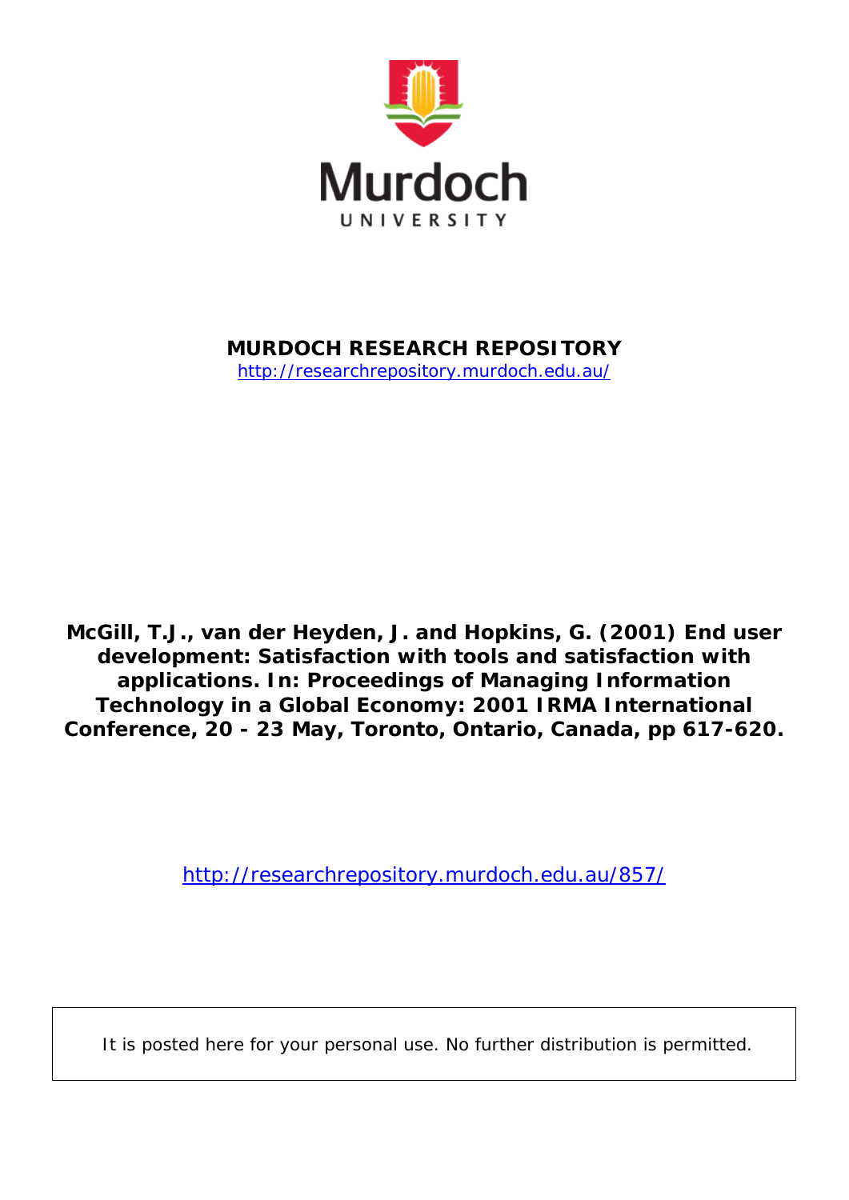Murdoch UNIVERSITY

**MURDOCH RESEARCH REPOSITORY**

http://researchrepository.murdoch.edu.au/

**McGill, T.J., van der Heyden, J. and Hopkins, G. (2001) End user development: Satisfaction with tools and satisfaction with applications. In: Proceedings of Managing Information Technology in a Global Economy: 2001 IRMA International Conference, 20 - 23 May, Toronto, Ontario, Canada, pp 617-620.**

http://researchrepository.murdoch.edu.au/857/

It is posted here for your personal use. No further distribution is permitted.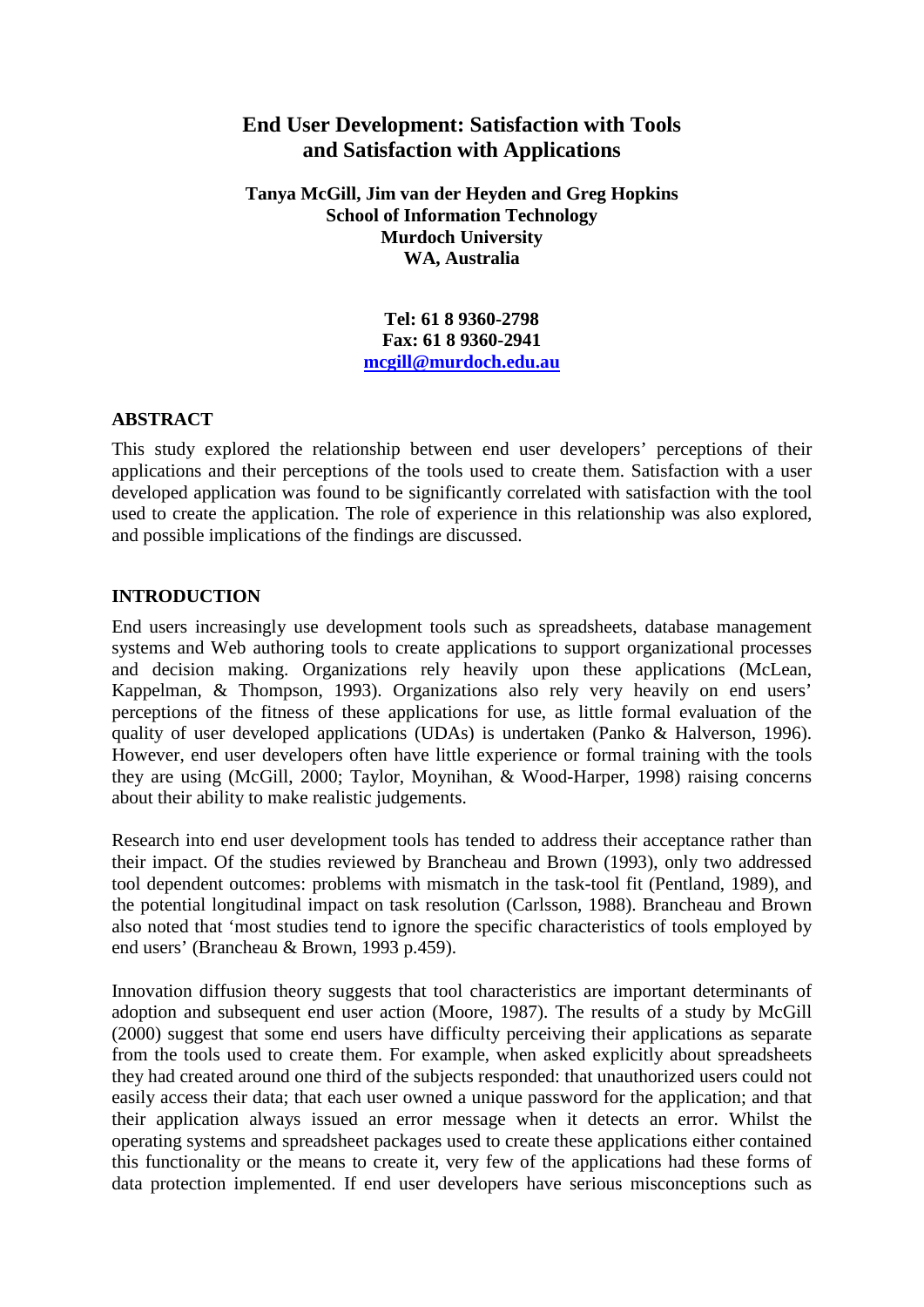# End User Development: Satisfaction with Tools and Satisfaction with Applications

**Tanya McGill, Jim van der Heyden and Greg Hopkins**
**School of Information Technology**
**Murdoch University**
**WA, Australia**

**Tel: 61 8 9360-2798**
**Fax: 61 8 9360-2941**
**mcgill@murdoch.edu.au**

## ABSTRACT

This study explored the relationship between end user developers' perceptions of their applications and their perceptions of the tools used to create them. Satisfaction with a user developed application was found to be significantly correlated with satisfaction with the tool used to create the application. The role of experience in this relationship was also explored, and possible implications of the findings are discussed.

## INTRODUCTION

End users increasingly use development tools such as spreadsheets, database management systems and Web authoring tools to create applications to support organizational processes and decision making. Organizations rely heavily upon these applications (McLean, Kappelman, & Thompson, 1993). Organizations also rely very heavily on end users' perceptions of the fitness of these applications for use, as little formal evaluation of the quality of user developed applications (UDAs) is undertaken (Panko & Halverson, 1996). However, end user developers often have little experience or formal training with the tools they are using (McGill, 2000; Taylor, Moynihan, & Wood-Harper, 1998) raising concerns about their ability to make realistic judgements.

Research into end user development tools has tended to address their acceptance rather than their impact. Of the studies reviewed by Brancheau and Brown (1993), only two addressed tool dependent outcomes: problems with mismatch in the task-tool fit (Pentland, 1989), and the potential longitudinal impact on task resolution (Carlsson, 1988). Brancheau and Brown also noted that 'most studies tend to ignore the specific characteristics of tools employed by end users' (Brancheau & Brown, 1993 p.459).

Innovation diffusion theory suggests that tool characteristics are important determinants of adoption and subsequent end user action (Moore, 1987). The results of a study by McGill (2000) suggest that some end users have difficulty perceiving their applications as separate from the tools used to create them. For example, when asked explicitly about spreadsheets they had created around one third of the subjects responded: that unauthorized users could not easily access their data; that each user owned a unique password for the application; and that their application always issued an error message when it detects an error. Whilst the operating systems and spreadsheet packages used to create these applications either contained this functionality or the means to create it, very few of the applications had these forms of data protection implemented. If end user developers have serious misconceptions such as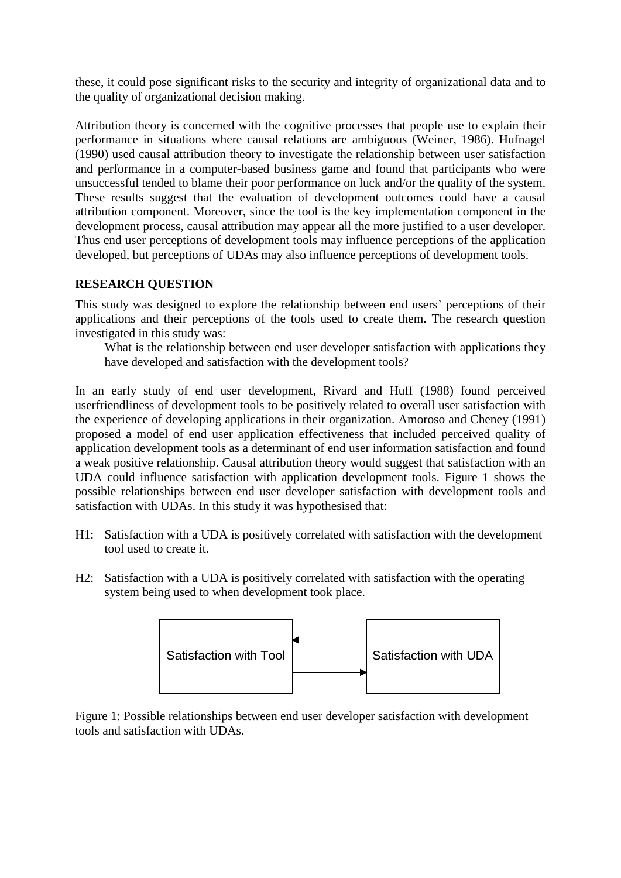these, it could pose significant risks to the security and integrity of organizational data and to the quality of organizational decision making.

Attribution theory is concerned with the cognitive processes that people use to explain their performance in situations where causal relations are ambiguous (Weiner, 1986). Hufnagel (1990) used causal attribution theory to investigate the relationship between user satisfaction and performance in a computer-based business game and found that participants who were unsuccessful tended to blame their poor performance on luck and/or the quality of the system. These results suggest that the evaluation of development outcomes could have a causal attribution component. Moreover, since the tool is the key implementation component in the development process, causal attribution may appear all the more justified to a user developer. Thus end user perceptions of development tools may influence perceptions of the application developed, but perceptions of UDAs may also influence perceptions of development tools.

## RESEARCH QUESTION

This study was designed to explore the relationship between end users' perceptions of their applications and their perceptions of the tools used to create them. The research question investigated in this study was:

> What is the relationship between end user developer satisfaction with applications they have developed and satisfaction with the development tools?

In an early study of end user development, Rivard and Huff (1988) found perceived userfriendliness of development tools to be positively related to overall user satisfaction with the experience of developing applications in their organization. Amoroso and Cheney (1991) proposed a model of end user application effectiveness that included perceived quality of application development tools as a determinant of end user information satisfaction and found a weak positive relationship. Causal attribution theory would suggest that satisfaction with an UDA could influence satisfaction with application development tools. Figure 1 shows the possible relationships between end user developer satisfaction with development tools and satisfaction with UDAs. In this study it was hypothesised that:

H1: Satisfaction with a UDA is positively correlated with satisfaction with the development tool used to create it.

H2: Satisfaction with a UDA is positively correlated with satisfaction with the operating system being used to when development took place.

Satisfaction with Tool ⇄ Satisfaction with UDA

Figure 1: Possible relationships between end user developer satisfaction with development tools and satisfaction with UDAs.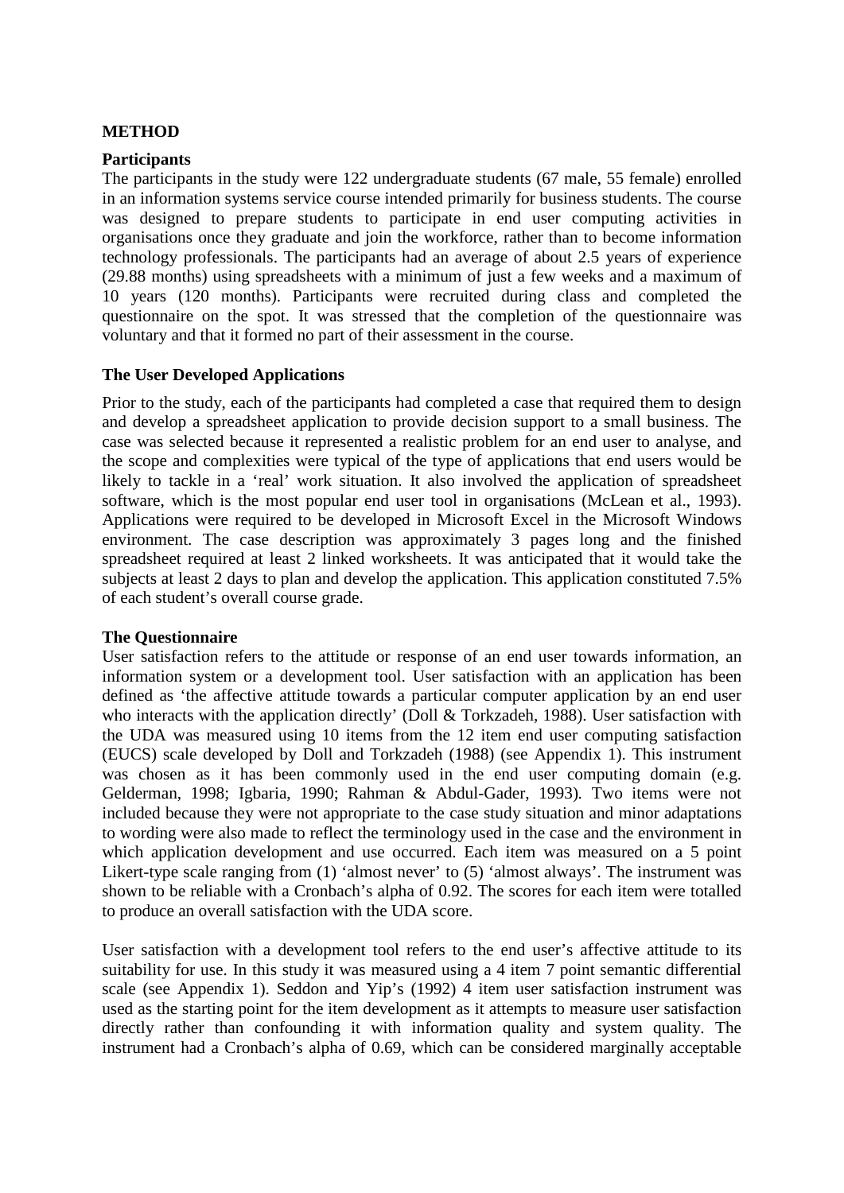## METHOD

### Participants

The participants in the study were 122 undergraduate students (67 male, 55 female) enrolled in an information systems service course intended primarily for business students. The course was designed to prepare students to participate in end user computing activities in organisations once they graduate and join the workforce, rather than to become information technology professionals. The participants had an average of about 2.5 years of experience (29.88 months) using spreadsheets with a minimum of just a few weeks and a maximum of 10 years (120 months). Participants were recruited during class and completed the questionnaire on the spot. It was stressed that the completion of the questionnaire was voluntary and that it formed no part of their assessment in the course.

### The User Developed Applications

Prior to the study, each of the participants had completed a case that required them to design and develop a spreadsheet application to provide decision support to a small business. The case was selected because it represented a realistic problem for an end user to analyse, and the scope and complexities were typical of the type of applications that end users would be likely to tackle in a 'real' work situation. It also involved the application of spreadsheet software, which is the most popular end user tool in organisations (McLean et al., 1993). Applications were required to be developed in Microsoft Excel in the Microsoft Windows environment. The case description was approximately 3 pages long and the finished spreadsheet required at least 2 linked worksheets. It was anticipated that it would take the subjects at least 2 days to plan and develop the application. This application constituted 7.5% of each student's overall course grade.

### The Questionnaire

User satisfaction refers to the attitude or response of an end user towards information, an information system or a development tool. User satisfaction with an application has been defined as 'the affective attitude towards a particular computer application by an end user who interacts with the application directly' (Doll & Torkzadeh, 1988). User satisfaction with the UDA was measured using 10 items from the 12 item end user computing satisfaction (EUCS) scale developed by Doll and Torkzadeh (1988) (see Appendix 1). This instrument was chosen as it has been commonly used in the end user computing domain (e.g. Gelderman, 1998; Igbaria, 1990; Rahman & Abdul-Gader, 1993). Two items were not included because they were not appropriate to the case study situation and minor adaptations to wording were also made to reflect the terminology used in the case and the environment in which application development and use occurred. Each item was measured on a 5 point Likert-type scale ranging from (1) 'almost never' to (5) 'almost always'. The instrument was shown to be reliable with a Cronbach's alpha of 0.92. The scores for each item were totalled to produce an overall satisfaction with the UDA score.

User satisfaction with a development tool refers to the end user's affective attitude to its suitability for use. In this study it was measured using a 4 item 7 point semantic differential scale (see Appendix 1). Seddon and Yip's (1992) 4 item user satisfaction instrument was used as the starting point for the item development as it attempts to measure user satisfaction directly rather than confounding it with information quality and system quality. The instrument had a Cronbach's alpha of 0.69, which can be considered marginally acceptable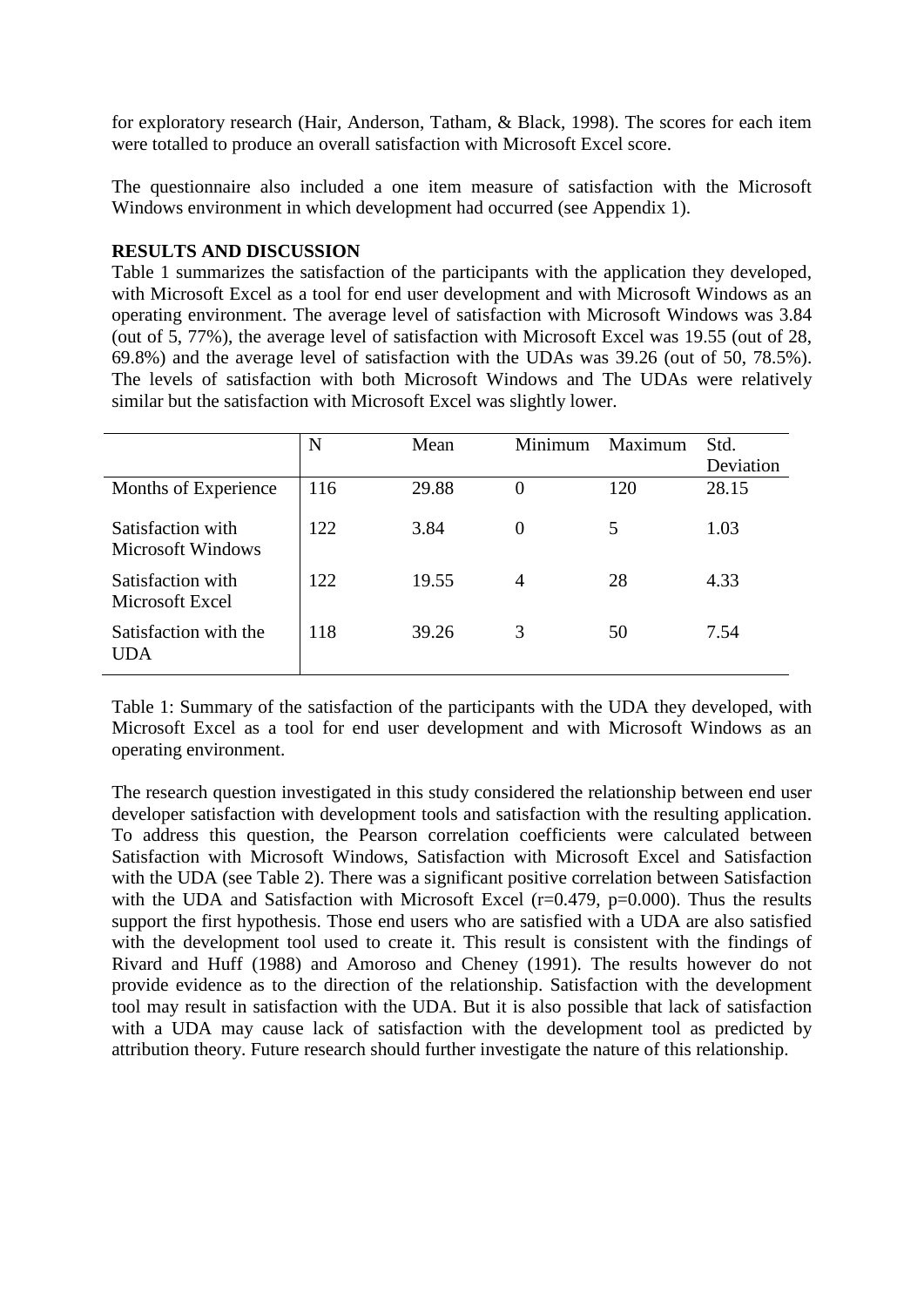for exploratory research (Hair, Anderson, Tatham, & Black, 1998). The scores for each item were totalled to produce an overall satisfaction with Microsoft Excel score.

The questionnaire also included a one item measure of satisfaction with the Microsoft Windows environment in which development had occurred (see Appendix 1).

## RESULTS AND DISCUSSION

Table 1 summarizes the satisfaction of the participants with the application they developed, with Microsoft Excel as a tool for end user development and with Microsoft Windows as an operating environment. The average level of satisfaction with Microsoft Windows was 3.84 (out of 5, 77%), the average level of satisfaction with Microsoft Excel was 19.55 (out of 28, 69.8%) and the average level of satisfaction with the UDAs was 39.26 (out of 50, 78.5%). The levels of satisfaction with both Microsoft Windows and The UDAs were relatively similar but the satisfaction with Microsoft Excel was slightly lower.

| | N | Mean | Minimum | Maximum | Std. Deviation |
|---|---|---|---|---|---|
| Months of Experience | 116 | 29.88 | 0 | 120 | 28.15 |
| Satisfaction with Microsoft Windows | 122 | 3.84 | 0 | 5 | 1.03 |
| Satisfaction with Microsoft Excel | 122 | 19.55 | 4 | 28 | 4.33 |
| Satisfaction with the UDA | 118 | 39.26 | 3 | 50 | 7.54 |

Table 1: Summary of the satisfaction of the participants with the UDA they developed, with Microsoft Excel as a tool for end user development and with Microsoft Windows as an operating environment.

The research question investigated in this study considered the relationship between end user developer satisfaction with development tools and satisfaction with the resulting application. To address this question, the Pearson correlation coefficients were calculated between Satisfaction with Microsoft Windows, Satisfaction with Microsoft Excel and Satisfaction with the UDA (see Table 2). There was a significant positive correlation between Satisfaction with the UDA and Satisfaction with Microsoft Excel ($r=0.479$, $p=0.000$). Thus the results support the first hypothesis. Those end users who are satisfied with a UDA are also satisfied with the development tool used to create it. This result is consistent with the findings of Rivard and Huff (1988) and Amoroso and Cheney (1991). The results however do not provide evidence as to the direction of the relationship. Satisfaction with the development tool may result in satisfaction with the UDA. But it is also possible that lack of satisfaction with a UDA may cause lack of satisfaction with the development tool as predicted by attribution theory. Future research should further investigate the nature of this relationship.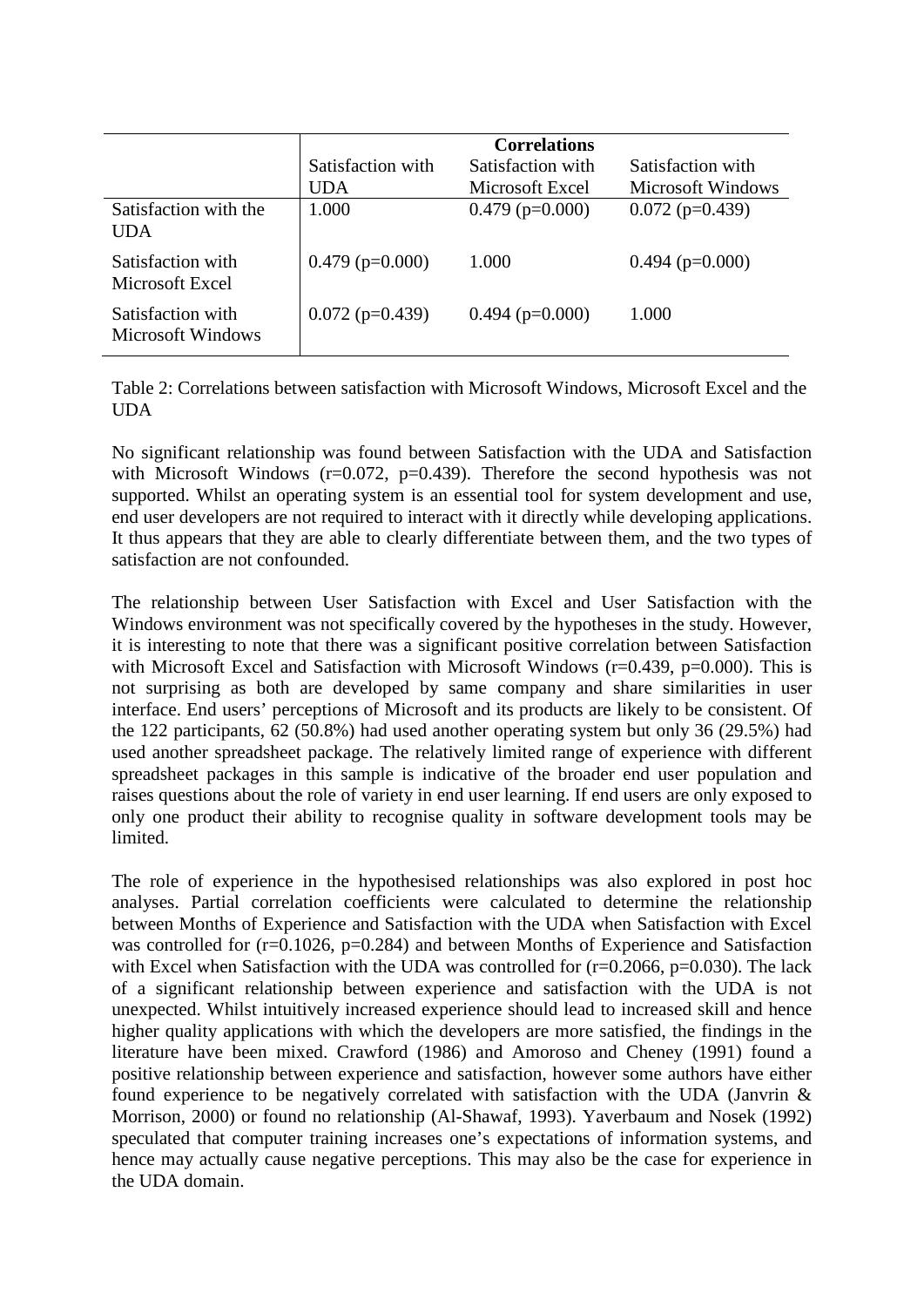| | Correlations | | |
|---|---|---|---|
| | Satisfaction with UDA | Satisfaction with Microsoft Excel | Satisfaction with Microsoft Windows |
| Satisfaction with the UDA | 1.000 | 0.479 (p=0.000) | 0.072 (p=0.439) |
| Satisfaction with Microsoft Excel | 0.479 (p=0.000) | 1.000 | 0.494 (p=0.000) |
| Satisfaction with Microsoft Windows | 0.072 (p=0.439) | 0.494 (p=0.000) | 1.000 |

Table 2: Correlations between satisfaction with Microsoft Windows, Microsoft Excel and the UDA

No significant relationship was found between Satisfaction with the UDA and Satisfaction with Microsoft Windows (r=0.072, p=0.439). Therefore the second hypothesis was not supported. Whilst an operating system is an essential tool for system development and use, end user developers are not required to interact with it directly while developing applications. It thus appears that they are able to clearly differentiate between them, and the two types of satisfaction are not confounded.

The relationship between User Satisfaction with Excel and User Satisfaction with the Windows environment was not specifically covered by the hypotheses in the study. However, it is interesting to note that there was a significant positive correlation between Satisfaction with Microsoft Excel and Satisfaction with Microsoft Windows (r=0.439, p=0.000). This is not surprising as both are developed by same company and share similarities in user interface. End users' perceptions of Microsoft and its products are likely to be consistent. Of the 122 participants, 62 (50.8%) had used another operating system but only 36 (29.5%) had used another spreadsheet package. The relatively limited range of experience with different spreadsheet packages in this sample is indicative of the broader end user population and raises questions about the role of variety in end user learning. If end users are only exposed to only one product their ability to recognise quality in software development tools may be limited.

The role of experience in the hypothesised relationships was also explored in post hoc analyses. Partial correlation coefficients were calculated to determine the relationship between Months of Experience and Satisfaction with the UDA when Satisfaction with Excel was controlled for (r=0.1026, p=0.284) and between Months of Experience and Satisfaction with Excel when Satisfaction with the UDA was controlled for (r=0.2066, p=0.030). The lack of a significant relationship between experience and satisfaction with the UDA is not unexpected. Whilst intuitively increased experience should lead to increased skill and hence higher quality applications with which the developers are more satisfied, the findings in the literature have been mixed. Crawford (1986) and Amoroso and Cheney (1991) found a positive relationship between experience and satisfaction, however some authors have either found experience to be negatively correlated with satisfaction with the UDA (Janvrin & Morrison, 2000) or found no relationship (Al-Shawaf, 1993). Yaverbaum and Nosek (1992) speculated that computer training increases one's expectations of information systems, and hence may actually cause negative perceptions. This may also be the case for experience in the UDA domain.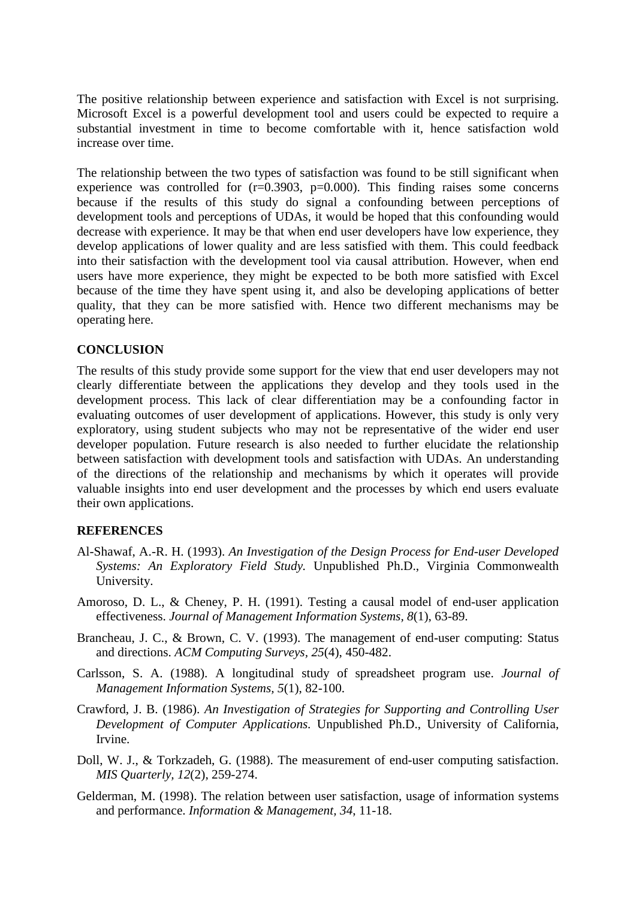The positive relationship between experience and satisfaction with Excel is not surprising. Microsoft Excel is a powerful development tool and users could be expected to require a substantial investment in time to become comfortable with it, hence satisfaction wold increase over time.

The relationship between the two types of satisfaction was found to be still significant when experience was controlled for ($r=0.3903$, $p=0.000$). This finding raises some concerns because if the results of this study do signal a confounding between perceptions of development tools and perceptions of UDAs, it would be hoped that this confounding would decrease with experience. It may be that when end user developers have low experience, they develop applications of lower quality and are less satisfied with them. This could feedback into their satisfaction with the development tool via causal attribution. However, when end users have more experience, they might be expected to be both more satisfied with Excel because of the time they have spent using it, and also be developing applications of better quality, that they can be more satisfied with. Hence two different mechanisms may be operating here.

## CONCLUSION

The results of this study provide some support for the view that end user developers may not clearly differentiate between the applications they develop and they tools used in the development process. This lack of clear differentiation may be a confounding factor in evaluating outcomes of user development of applications. However, this study is only very exploratory, using student subjects who may not be representative of the wider end user developer population. Future research is also needed to further elucidate the relationship between satisfaction with development tools and satisfaction with UDAs. An understanding of the directions of the relationship and mechanisms by which it operates will provide valuable insights into end user development and the processes by which end users evaluate their own applications.

## REFERENCES

Al-Shawaf, A.-R. H. (1993). *An Investigation of the Design Process for End-user Developed Systems: An Exploratory Field Study.* Unpublished Ph.D., Virginia Commonwealth University.

Amoroso, D. L., & Cheney, P. H. (1991). Testing a causal model of end-user application effectiveness. *Journal of Management Information Systems, 8*(1), 63-89.

Brancheau, J. C., & Brown, C. V. (1993). The management of end-user computing: Status and directions. *ACM Computing Surveys, 25*(4), 450-482.

Carlsson, S. A. (1988). A longitudinal study of spreadsheet program use. *Journal of Management Information Systems, 5*(1), 82-100.

Crawford, J. B. (1986). *An Investigation of Strategies for Supporting and Controlling User Development of Computer Applications.* Unpublished Ph.D., University of California, Irvine.

Doll, W. J., & Torkzadeh, G. (1988). The measurement of end-user computing satisfaction. *MIS Quarterly, 12*(2), 259-274.

Gelderman, M. (1998). The relation between user satisfaction, usage of information systems and performance. *Information & Management, 34*, 11-18.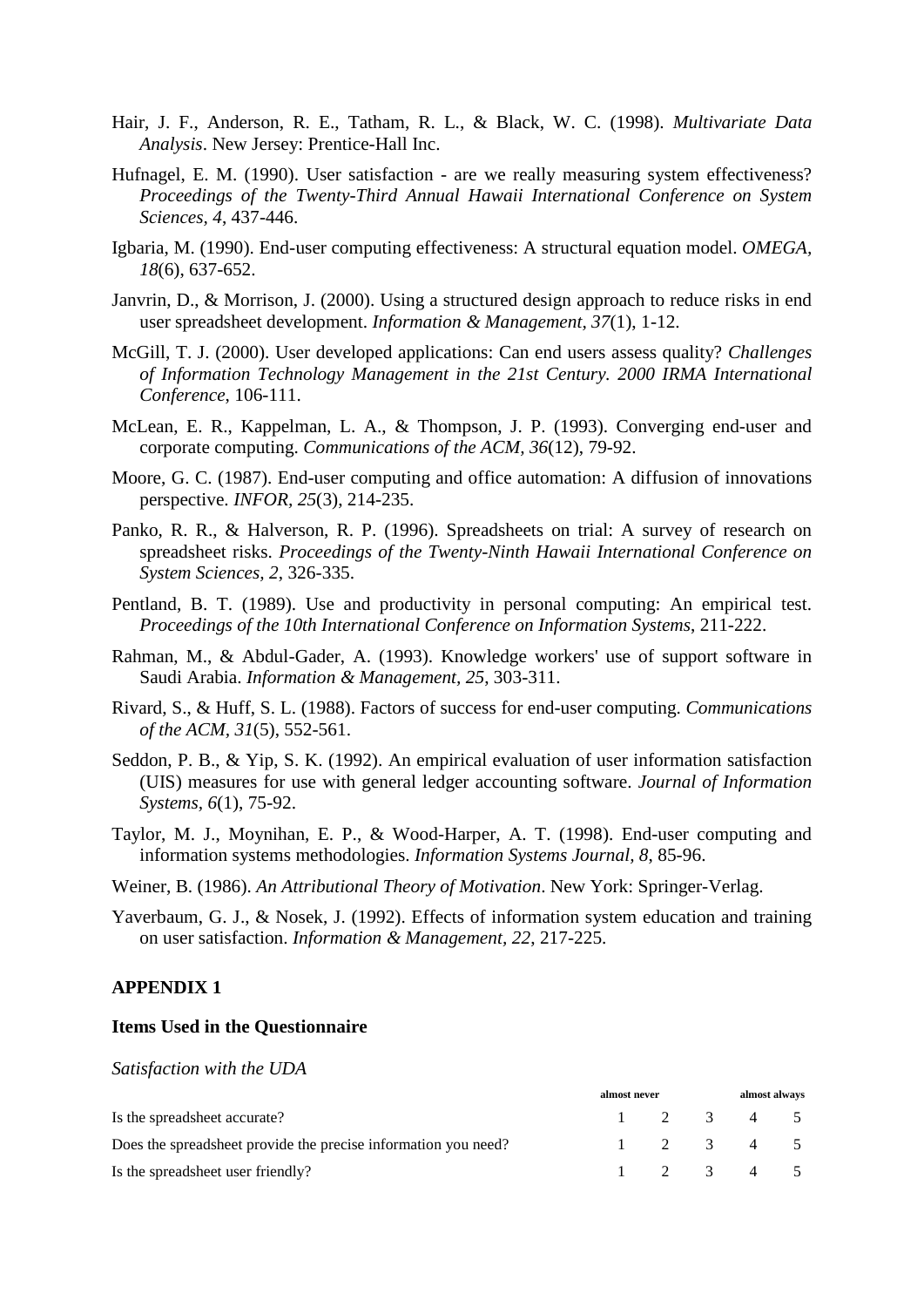Hair, J. F., Anderson, R. E., Tatham, R. L., & Black, W. C. (1998). *Multivariate Data Analysis*. New Jersey: Prentice-Hall Inc.

Hufnagel, E. M. (1990). User satisfaction - are we really measuring system effectiveness? *Proceedings of the Twenty-Third Annual Hawaii International Conference on System Sciences, 4*, 437-446.

Igbaria, M. (1990). End-user computing effectiveness: A structural equation model. *OMEGA, 18*(6), 637-652.

Janvrin, D., & Morrison, J. (2000). Using a structured design approach to reduce risks in end user spreadsheet development. *Information & Management, 37*(1), 1-12.

McGill, T. J. (2000). User developed applications: Can end users assess quality? *Challenges of Information Technology Management in the 21st Century. 2000 IRMA International Conference*, 106-111.

McLean, E. R., Kappelman, L. A., & Thompson, J. P. (1993). Converging end-user and corporate computing. *Communications of the ACM, 36*(12), 79-92.

Moore, G. C. (1987). End-user computing and office automation: A diffusion of innovations perspective. *INFOR, 25*(3), 214-235.

Panko, R. R., & Halverson, R. P. (1996). Spreadsheets on trial: A survey of research on spreadsheet risks. *Proceedings of the Twenty-Ninth Hawaii International Conference on System Sciences, 2*, 326-335.

Pentland, B. T. (1989). Use and productivity in personal computing: An empirical test. *Proceedings of the 10th International Conference on Information Systems*, 211-222.

Rahman, M., & Abdul-Gader, A. (1993). Knowledge workers' use of support software in Saudi Arabia. *Information & Management, 25*, 303-311.

Rivard, S., & Huff, S. L. (1988). Factors of success for end-user computing. *Communications of the ACM, 31*(5), 552-561.

Seddon, P. B., & Yip, S. K. (1992). An empirical evaluation of user information satisfaction (UIS) measures for use with general ledger accounting software. *Journal of Information Systems, 6*(1), 75-92.

Taylor, M. J., Moynihan, E. P., & Wood-Harper, A. T. (1998). End-user computing and information systems methodologies. *Information Systems Journal, 8*, 85-96.

Weiner, B. (1986). *An Attributional Theory of Motivation*. New York: Springer-Verlag.

Yaverbaum, G. J., & Nosek, J. (1992). Effects of information system education and training on user satisfaction. *Information & Management, 22*, 217-225.

## APPENDIX 1

### Items Used in the Questionnaire

*Satisfaction with the UDA*

| | almost never | | | | almost always |
|---|---|---|---|---|---|
| Is the spreadsheet accurate? | 1 | 2 | 3 | 4 | 5 |
| Does the spreadsheet provide the precise information you need? | 1 | 2 | 3 | 4 | 5 |
| Is the spreadsheet user friendly? | 1 | 2 | 3 | 4 | 5 |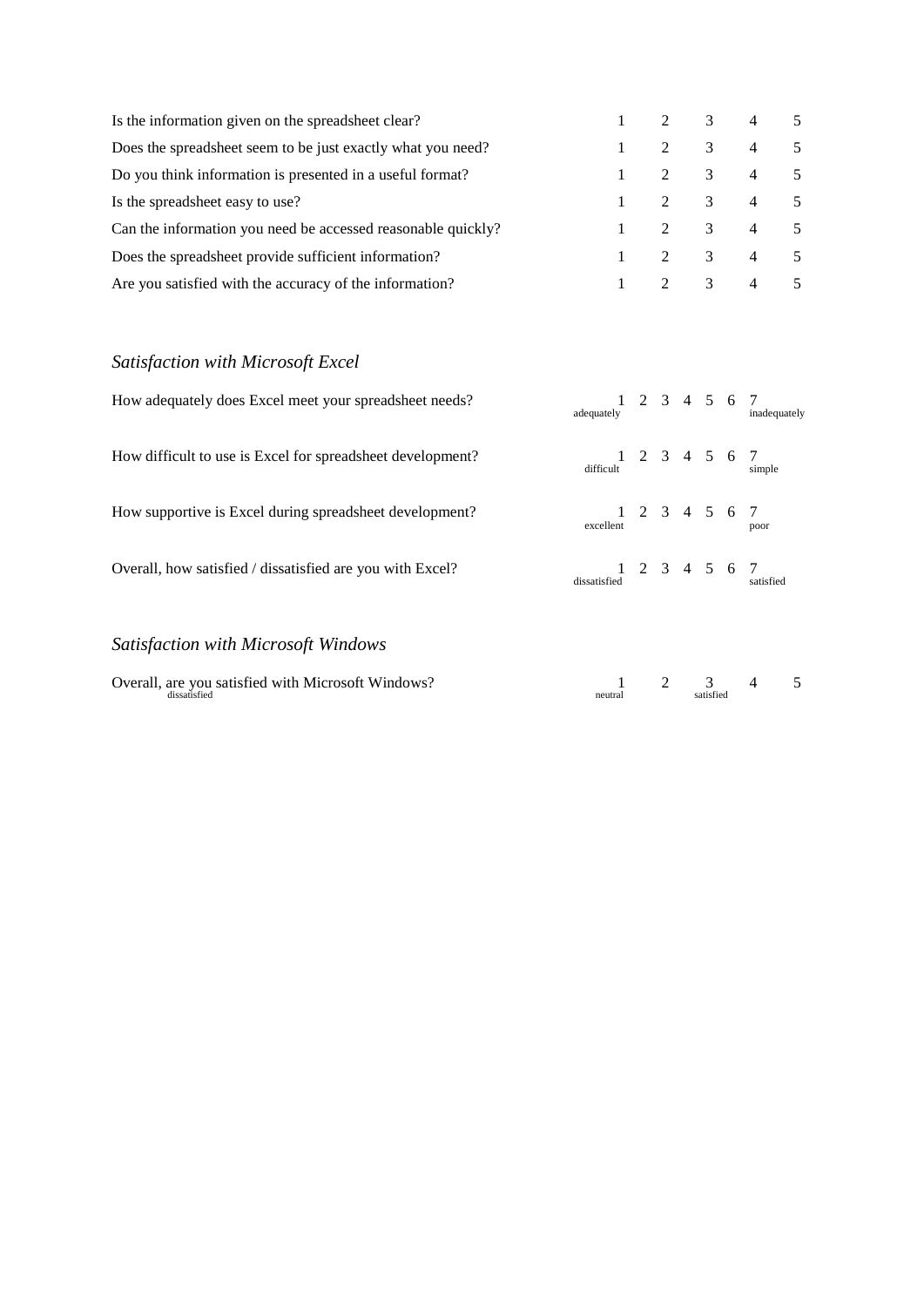| | | | | | |
|---|---|---|---|---|---|
| Is the information given on the spreadsheet clear? | 1 | 2 | 3 | 4 | 5 |
| Does the spreadsheet seem to be just exactly what you need? | 1 | 2 | 3 | 4 | 5 |
| Do you think information is presented in a useful format? | 1 | 2 | 3 | 4 | 5 |
| Is the spreadsheet easy to use? | 1 | 2 | 3 | 4 | 5 |
| Can the information you need be accessed reasonable quickly? | 1 | 2 | 3 | 4 | 5 |
| Does the spreadsheet provide sufficient information? | 1 | 2 | 3 | 4 | 5 |
| Are you satisfied with the accuracy of the information? | 1 | 2 | 3 | 4 | 5 |

## *Satisfaction with Microsoft Excel*

| | | | | | | | |
|---|---|---|---|---|---|---|---|
| How adequately does Excel meet your spreadsheet needs? | 1 adequately | 2 | 3 | 4 | 5 | 6 | 7 inadequately |
| How difficult to use is Excel for spreadsheet development? | 1 difficult | 2 | 3 | 4 | 5 | 6 | 7 simple |
| How supportive is Excel during spreadsheet development? | 1 excellent | 2 | 3 | 4 | 5 | 6 | 7 poor |
| Overall, how satisfied / dissatisfied are you with Excel? | 1 dissatisfied | 2 | 3 | 4 | 5 | 6 | 7 satisfied |

## *Satisfaction with Microsoft Windows*

| | | | | | |
|---|---|---|---|---|---|
| Overall, are you satisfied with Microsoft Windows? dissatisfied | 1 neutral | 2 | 3 satisfied | 4 | 5 |